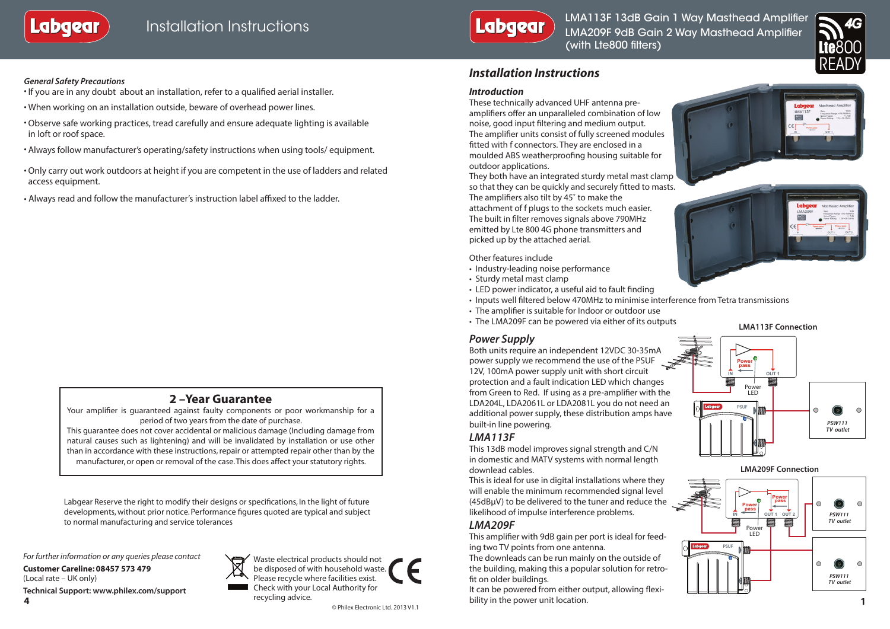# Installation Instructions

### General Safety Precautions

- If you are in any doubt about an installation, refer to a qualified aerial installer.
- When working on an installation outside, beware of overhead power lines.
- Observe safe working practices, tread carefully and ensure adequate lighting is available in loft or roof space.
- Always follow manufacturer's operating/safety instructions when using tools/ equipment.
- Only carry out work outdoors at height if you are competent in the use of ladders and related access equipment.
- Always read and follow the manufacturer's instruction label affixed to the ladder.

## 2 –Year Guarantee

Your amplifier is guaranteed against faulty components or poor workmanship for a period of two years from the date of purchase.
This guarantee does not cover accidental or malicious damage (Including damage from natural causes such as lightening) and will be invalidated by installation or use other than in accordance with these instructions, repair or attempted repair other than by the manufacturer, or open or removal of the case. This does affect your statutory rights.

Labgear Reserve the right to modify their designs or specifications, In the light of future developments, without prior notice. Performance figures quoted are typical and subject to normal manufacturing and service tolerances

*For further information or any queries please contact*

**Customer Careline: 08457 573 479**
(Local rate – UK only)

**Technical Support: www.philex.com/support**

Waste electrical products should not be disposed of with household waste. Please recycle where facilities exist. Check with your Local Authority for recycling advice.

© Philex Electronic Ltd. 2013 V1.1

# LMA113F 13dB Gain 1 Way Masthead Amplifier
# LMA209F 9dB Gain 2 Way Masthead Amplifier (with Lte800 filters)

4G Lte800 READY

## Installation Instructions

### Introduction

These technically advanced UHF antenna pre-amplifiers offer an unparalleled combination of low noise, good input filtering and medium output.
The amplifier units consist of fully screened modules fitted with f connectors. They are enclosed in a moulded ABS weatherproofing housing suitable for outdoor applications.
They both have an integrated sturdy metal mast clamp so that they can be quickly and securely fitted to masts.
The amplifiers also tilt by 45˚ to make the attachment of f plugs to the sockets much easier.
The built in filter removes signals above 790MHz emitted by Lte 800 4G phone transmitters and picked up by the attached aerial.

Other features include

- Industry-leading noise performance
- Sturdy metal mast clamp
- LED power indicator, a useful aid to fault finding
- Inputs well filtered below 470MHz to minimise interference from Tetra transmissions
- The amplifier is suitable for Indoor or outdoor use
- The LMA209F can be powered via either of its outputs

## Power Supply

Both units require an independent 12VDC 30-35mA power supply we recommend the use of the PSUF 12V, 100mA power supply unit with short circuit protection and a fault indication LED which changes from Green to Red. If using as a pre-amplifier with the LDA204L, LDA2061L or LDA2081L you do not need an additional power supply, these distribution amps have built-in line powering.

## LMA113F

This 13dB model improves signal strength and C/N in domestic and MATV systems with normal length downloads cables.
This is ideal for use in digital installations where they will enable the minimum recommended signal level (45dBμV) to be delivered to the tuner and reduce the likelihood of impulse interference problems.

## LMA209F

This amplifier with 9dB gain per port is ideal for feeding two TV points from one antenna.
The downleads can be run mainly on the outside of the building, making this a popular solution for retro-fit on older buildings.
It can be powered from either output, allowing flexibility in the power unit location.

**LMA113F Connection**

Power pass, IN, OUT 1, Power LED, PSUF, PSW111 TV outlet

**LMA209F Connection**

Power pass, Power pass, IN, OUT 1, OUT 2, Power LED, PSUF, PSW111 TV outlet, PSW111 TV outlet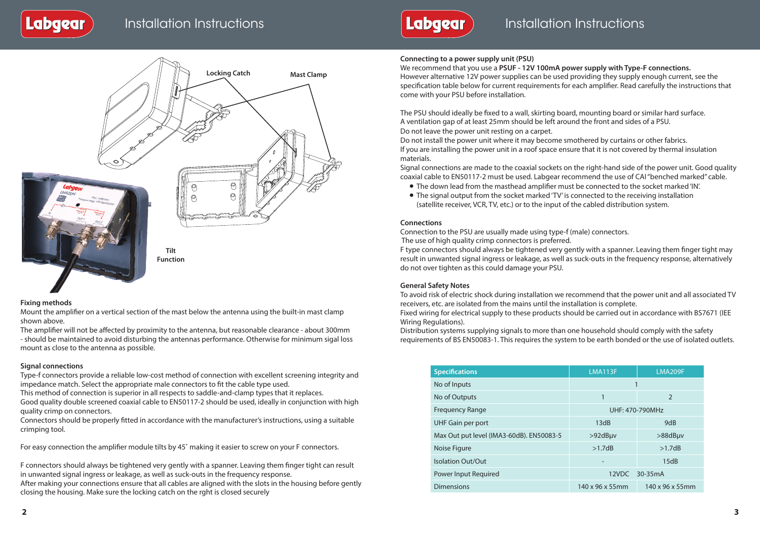Locking Catch

Mast Clamp

Tilt Function

### Fixing methods

Mount the amplifier on a vertical section of the mast below the antenna using the built-in mast clamp shown above.

The amplifier will not be affected by proximity to the antenna, but reasonable clearance - about 300mm - should be maintained to avoid disturbing the antennas performance. Otherwise for minimum sigal loss mount as close to the antenna as possible.

### Signal connections

Type-f connectors provide a reliable low-cost method of connection with excellent screening integrity and impedance match. Select the appropriate male connectors to fit the cable type used.

This method of connection is superior in all respects to saddle-and-clamp types that it replaces.

Good quality double screened coaxial cable to EN50117-2 should be used, ideally in conjunction with high quality crimp on connectors.

Connectors should be properly fitted in accordance with the manufacturer's instructions, using a suitable crimping tool.

For easy connection the amplifier module tilts by 45˚ making it easier to screw on your F connectors.

F connectors should always be tightened very gently with a spanner. Leaving them finger tight can result in unwanted signal ingress or leakage, as well as suck-outs in the frequency response.

After making your connections ensure that all cables are aligned with the slots in the housing before gently closing the housing. Make sure the locking catch on the rght is closed securely

### Connecting to a power supply unit (PSU)

We recommend that you use a **PSUF - 12V 100mA power supply with Type-F connections.**

However alternative 12V power supplies can be used providing they supply enough current, see the specification table below for current requirements for each amplifier. Read carefully the instructions that come with your PSU before installation.

The PSU should ideally be fixed to a wall, skirting board, mounting board or similar hard surface.

A ventilation gap of at least 25mm should be left around the front and sides of a PSU.

Do not leave the power unit resting on a carpet.

Do not install the power unit where it may become smothered by curtains or other fabrics.

If you are installing the power unit in a roof space ensure that it is not covered by thermal insulation materials.

Signal connections are made to the coaxial sockets on the right-hand side of the power unit. Good quality coaxial cable to EN50117-2 must be used. Labgear recommend the use of CAI "benched marked" cable.

- The down lead from the masthead amplifier must be connected to the socket marked 'IN'.
- The signal output from the socket marked 'TV' is connected to the receiving installation (satellite receiver, VCR, TV, etc.) or to the input of the cabled distribution system.

### Connections

Connection to the PSU are usually made using type-f (male) connectors.

The use of high quality crimp connectors is preferred.

F type connectors should always be tightened very gently with a spanner. Leaving them finger tight may result in unwanted signal ingress or leakage, as well as suck-outs in the frequency response, alternatively do not over tighten as this could damage your PSU.

### General Safety Notes

To avoid risk of electric shock during installation we recommend that the power unit and all associated TV receivers, etc. are isolated from the mains until the installation is complete.

Fixed wiring for electrical supply to these products should be carried out in accordance with BS7671 (IEE Wiring Regulations).

Distribution systems supplying signals to more than one household should comply with the safety requirements of BS EN50083-1. This requires the system to be earth bonded or the use of isolated outlets.

| Specifications | LMA113F | LMA209F |
|---|---|---|
| No of Inputs | 1 | |
| No of Outputs | 1 | 2 |
| Frequency Range | UHF: 470-790MHz | |
| UHF Gain per port | 13dB | 9dB |
| Max Out put level (IMA3-60dB). EN50083-5 | >92dBμv | >88dBμv |
| Noise Figure | >1.7dB | >1.7dB |
| Isolation Out/Out | - | 15dB |
| Power Input Required | 12VDC 30-35mA | |
| Dimensions | 140 x 96 x 55mm | 140 x 96 x 55mm |